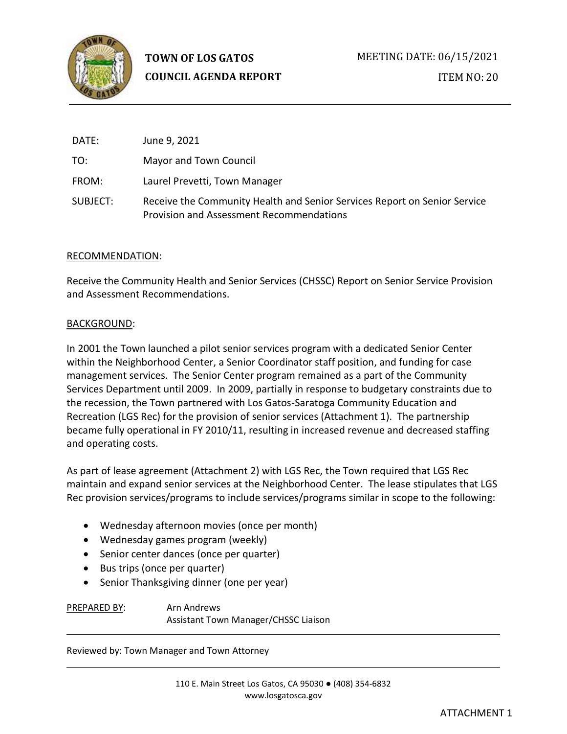**TOWN OF LOS GATOS**
**COUNCIL AGENDA REPORT**

MEETING DATE: 06/15/2021

ITEM NO: 20

DATE: June 9, 2021

TO: Mayor and Town Council

FROM: Laurel Prevetti, Town Manager

SUBJECT: Receive the Community Health and Senior Services Report on Senior Service Provision and Assessment Recommendations

RECOMMENDATION:

Receive the Community Health and Senior Services (CHSSC) Report on Senior Service Provision and Assessment Recommendations.

BACKGROUND:

In 2001 the Town launched a pilot senior services program with a dedicated Senior Center within the Neighborhood Center, a Senior Coordinator staff position, and funding for case management services. The Senior Center program remained as a part of the Community Services Department until 2009. In 2009, partially in response to budgetary constraints due to the recession, the Town partnered with Los Gatos-Saratoga Community Education and Recreation (LGS Rec) for the provision of senior services (Attachment 1). The partnership became fully operational in FY 2010/11, resulting in increased revenue and decreased staffing and operating costs.

As part of lease agreement (Attachment 2) with LGS Rec, the Town required that LGS Rec maintain and expand senior services at the Neighborhood Center. The lease stipulates that LGS Rec provision services/programs to include services/programs similar in scope to the following:

- Wednesday afternoon movies (once per month)
- Wednesday games program (weekly)
- Senior center dances (once per quarter)
- Bus trips (once per quarter)
- Senior Thanksgiving dinner (one per year)

PREPARED BY: Arn Andrews
Assistant Town Manager/CHSSC Liaison

Reviewed by: Town Manager and Town Attorney

110 E. Main Street Los Gatos, CA 95030 ● (408) 354-6832
www.losgatosca.gov

ATTACHMENT 1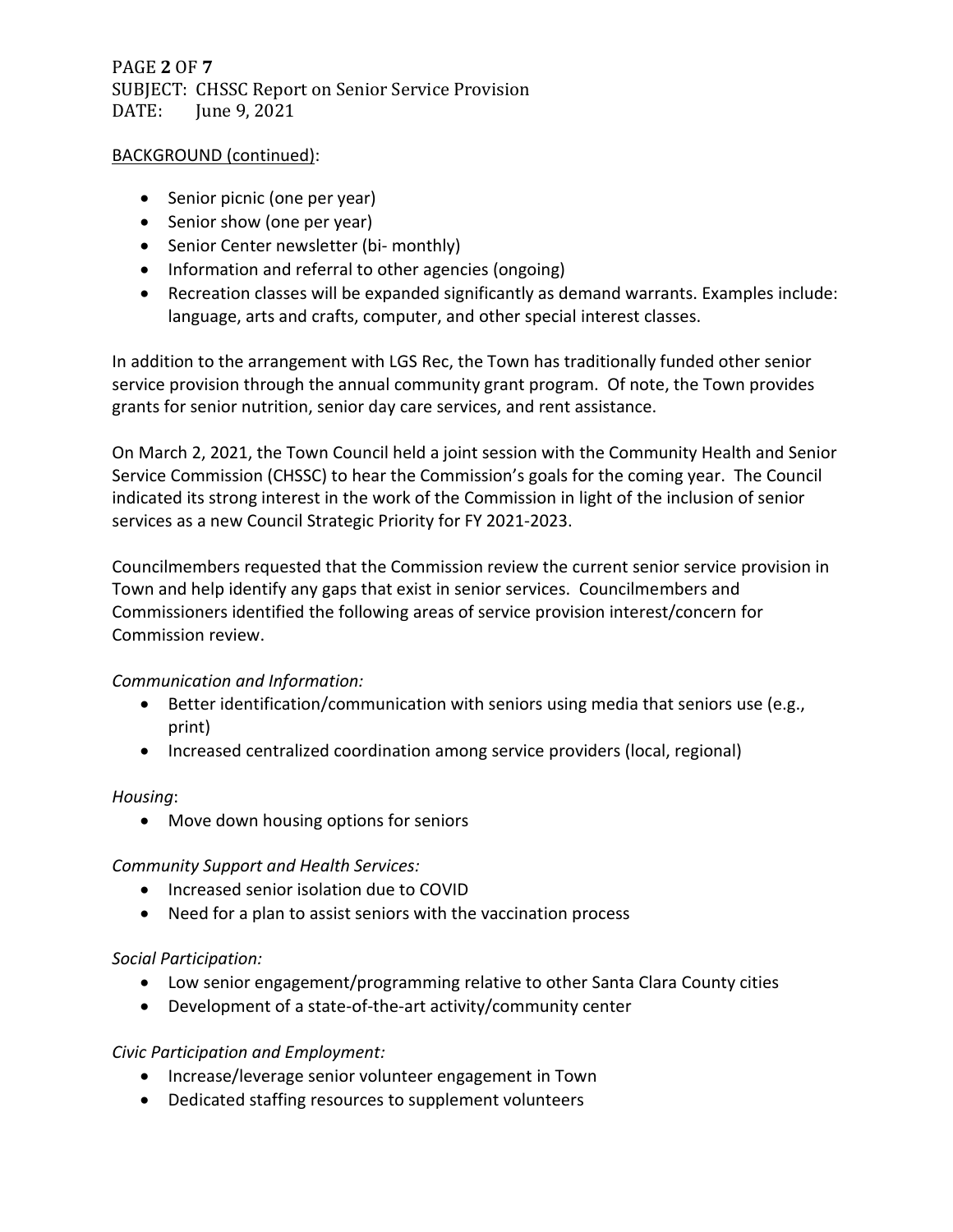BACKGROUND (continued):

- Senior picnic (one per year)
- Senior show (one per year)
- Senior Center newsletter (bi- monthly)
- Information and referral to other agencies (ongoing)
- Recreation classes will be expanded significantly as demand warrants. Examples include: language, arts and crafts, computer, and other special interest classes.

In addition to the arrangement with LGS Rec, the Town has traditionally funded other senior service provision through the annual community grant program. Of note, the Town provides grants for senior nutrition, senior day care services, and rent assistance.

On March 2, 2021, the Town Council held a joint session with the Community Health and Senior Service Commission (CHSSC) to hear the Commission's goals for the coming year. The Council indicated its strong interest in the work of the Commission in light of the inclusion of senior services as a new Council Strategic Priority for FY 2021-2023.

Councilmembers requested that the Commission review the current senior service provision in Town and help identify any gaps that exist in senior services. Councilmembers and Commissioners identified the following areas of service provision interest/concern for Commission review.

*Communication and Information:*

- Better identification/communication with seniors using media that seniors use (e.g., print)
- Increased centralized coordination among service providers (local, regional)

*Housing*:

- Move down housing options for seniors

*Community Support and Health Services:*

- Increased senior isolation due to COVID
- Need for a plan to assist seniors with the vaccination process

*Social Participation:*

- Low senior engagement/programming relative to other Santa Clara County cities
- Development of a state-of-the-art activity/community center

*Civic Participation and Employment:*

- Increase/leverage senior volunteer engagement in Town
- Dedicated staffing resources to supplement volunteers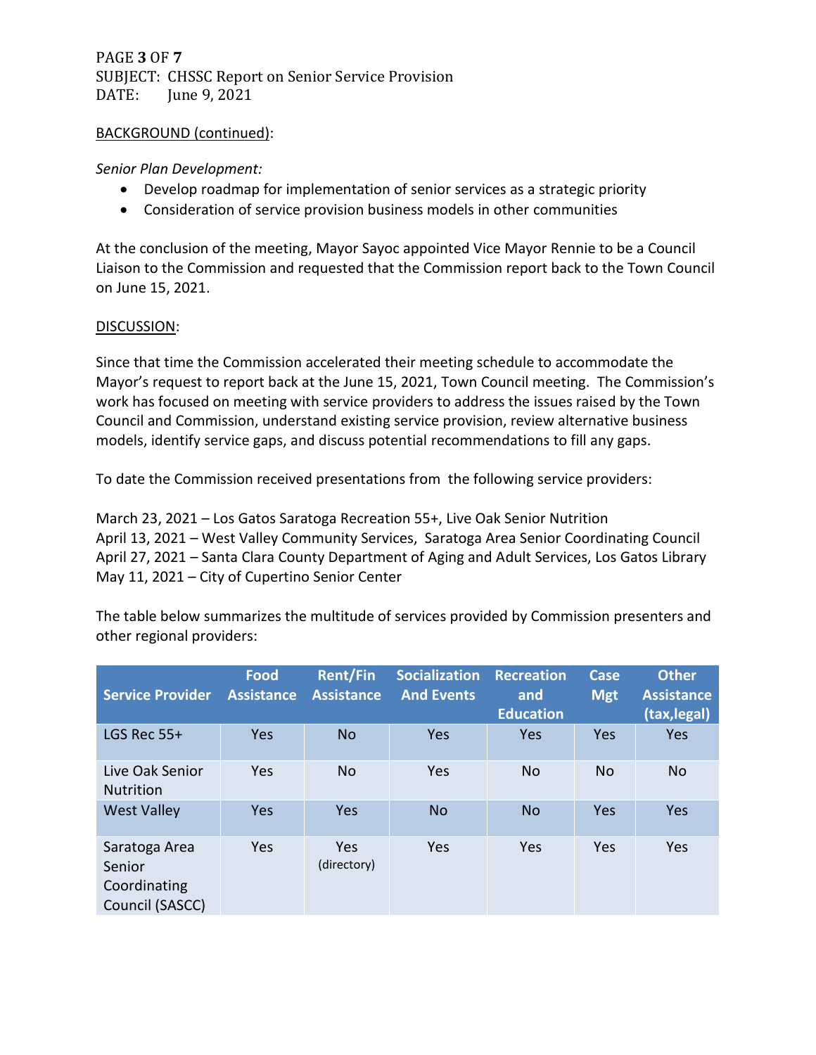BACKGROUND (continued):

*Senior Plan Development:*

- Develop roadmap for implementation of senior services as a strategic priority
- Consideration of service provision business models in other communities

At the conclusion of the meeting, Mayor Sayoc appointed Vice Mayor Rennie to be a Council Liaison to the Commission and requested that the Commission report back to the Town Council on June 15, 2021.

DISCUSSION:

Since that time the Commission accelerated their meeting schedule to accommodate the Mayor's request to report back at the June 15, 2021, Town Council meeting. The Commission's work has focused on meeting with service providers to address the issues raised by the Town Council and Commission, understand existing service provision, review alternative business models, identify service gaps, and discuss potential recommendations to fill any gaps.

To date the Commission received presentations from the following service providers:

March 23, 2021 – Los Gatos Saratoga Recreation 55+, Live Oak Senior Nutrition
April 13, 2021 – West Valley Community Services, Saratoga Area Senior Coordinating Council
April 27, 2021 – Santa Clara County Department of Aging and Adult Services, Los Gatos Library
May 11, 2021 – City of Cupertino Senior Center

The table below summarizes the multitude of services provided by Commission presenters and other regional providers:

| Service Provider | Food Assistance | Rent/Fin Assistance | Socialization And Events | Recreation and Education | Case Mgt | Other Assistance (tax,legal) |
|---|---|---|---|---|---|---|
| LGS Rec 55+ | Yes | No | Yes | Yes | Yes | Yes |
| Live Oak Senior Nutrition | Yes | No | Yes | No | No | No |
| West Valley | Yes | Yes | No | No | Yes | Yes |
| Saratoga Area Senior Coordinating Council (SASCC) | Yes | Yes (directory) | Yes | Yes | Yes | Yes |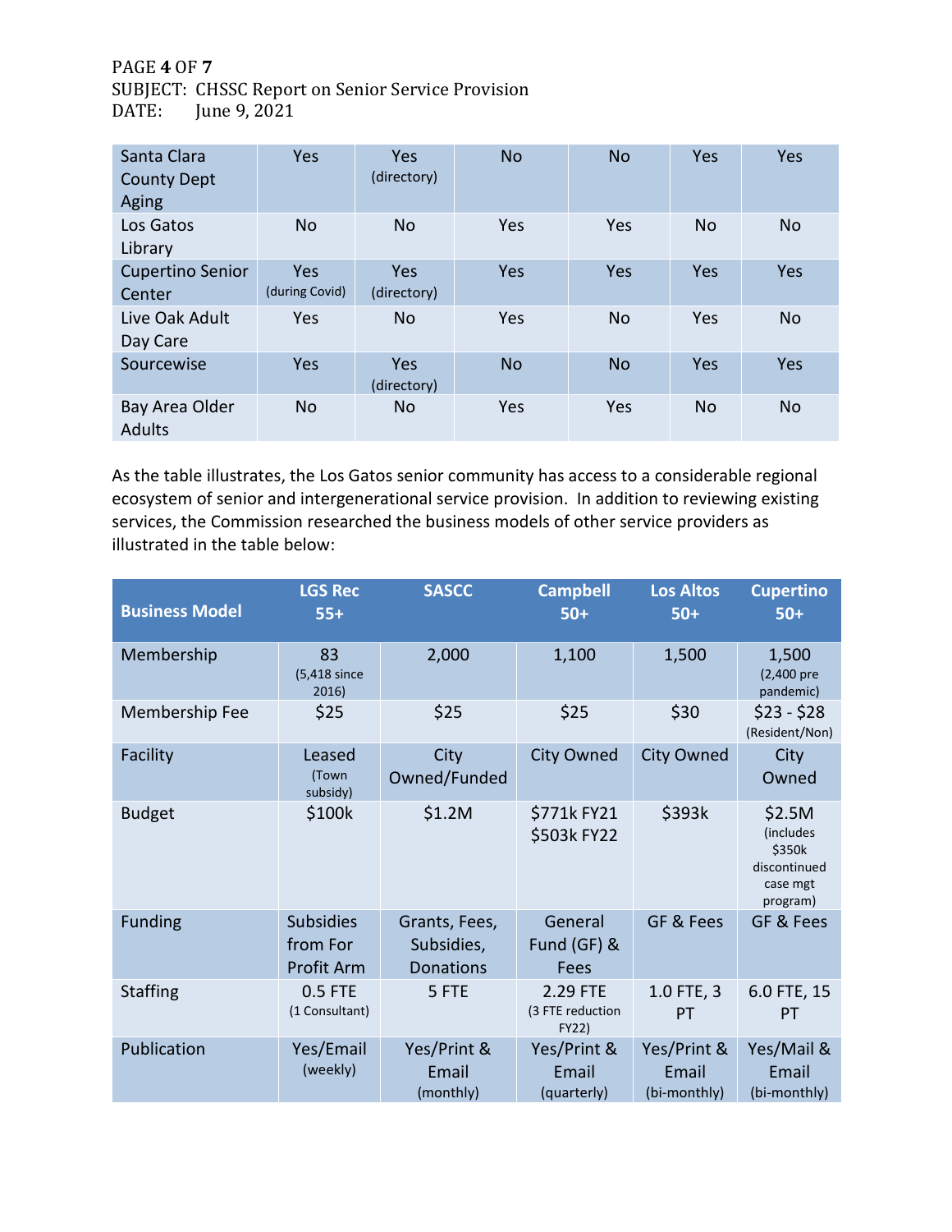| | | | | | | |
|---|---|---|---|---|---|---|
| Santa Clara County Dept Aging | Yes | Yes (directory) | No | No | Yes | Yes |
| Los Gatos Library | No | No | Yes | Yes | No | No |
| Cupertino Senior Center | Yes (during Covid) | Yes (directory) | Yes | Yes | Yes | Yes |
| Live Oak Adult Day Care | Yes | No | Yes | No | Yes | No |
| Sourcewise | Yes | Yes (directory) | No | No | Yes | Yes |
| Bay Area Older Adults | No | No | Yes | Yes | No | No |

As the table illustrates, the Los Gatos senior community has access to a considerable regional ecosystem of senior and intergenerational service provision. In addition to reviewing existing services, the Commission researched the business models of other service providers as illustrated in the table below:

| Business Model | LGS Rec 55+ | SASCC | Campbell 50+ | Los Altos 50+ | Cupertino 50+ |
|---|---|---|---|---|---|
| Membership | 83 (5,418 since 2016) | 2,000 | 1,100 | 1,500 | 1,500 (2,400 pre pandemic) |
| Membership Fee | $25 | $25 | $25 | $30 | $23 - $28 (Resident/Non) |
| Facility | Leased (Town subsidy) | City Owned/Funded | City Owned | City Owned | City Owned |
| Budget | $100k | $1.2M | $771k FY21 $503k FY22 | $393k | $2.5M (includes $350k discontinued case mgt program) |
| Funding | Subsidies from For Profit Arm | Grants, Fees, Subsidies, Donations | General Fund (GF) & Fees | GF & Fees | GF & Fees |
| Staffing | 0.5 FTE (1 Consultant) | 5 FTE | 2.29 FTE (3 FTE reduction FY22) | 1.0 FTE, 3 PT | 6.0 FTE, 15 PT |
| Publication | Yes/Email (weekly) | Yes/Print & Email (monthly) | Yes/Print & Email (quarterly) | Yes/Print & Email (bi-monthly) | Yes/Mail & Email (bi-monthly) |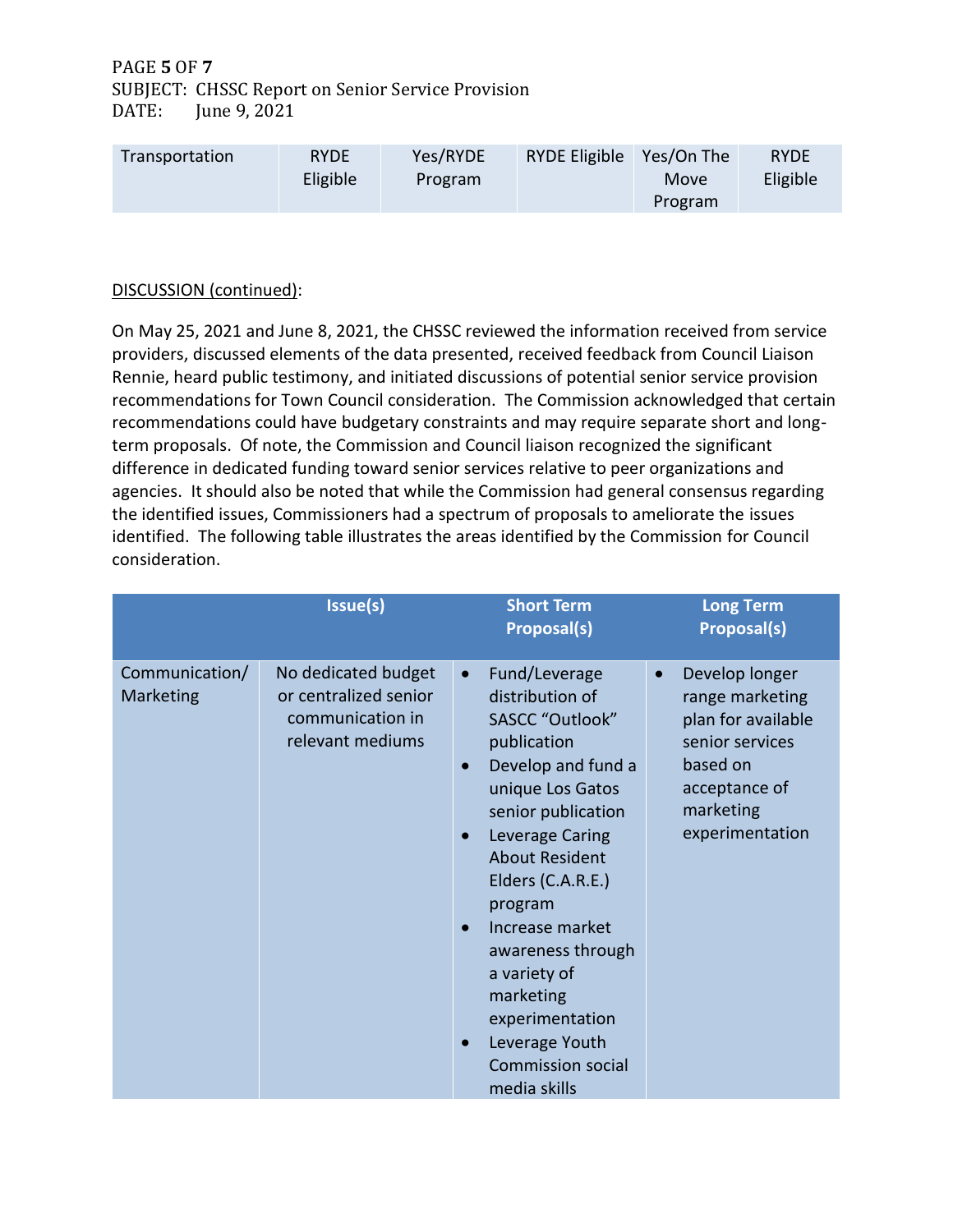| Transportation | RYDE Eligible | Yes/RYDE Program | RYDE Eligible | Yes/On The Move Program | RYDE Eligible |
|---|---|---|---|---|---|

DISCUSSION (continued):

On May 25, 2021 and June 8, 2021, the CHSSC reviewed the information received from service providers, discussed elements of the data presented, received feedback from Council Liaison Rennie, heard public testimony, and initiated discussions of potential senior service provision recommendations for Town Council consideration. The Commission acknowledged that certain recommendations could have budgetary constraints and may require separate short and long-term proposals. Of note, the Commission and Council liaison recognized the significant difference in dedicated funding toward senior services relative to peer organizations and agencies. It should also be noted that while the Commission had general consensus regarding the identified issues, Commissioners had a spectrum of proposals to ameliorate the issues identified. The following table illustrates the areas identified by the Commission for Council consideration.

| | Issue(s) | Short Term Proposal(s) | Long Term Proposal(s) |
|---|---|---|---|
| Communication/ Marketing | No dedicated budget or centralized senior communication in relevant mediums | • Fund/Leverage distribution of SASCC "Outlook" publication<br>• Develop and fund a unique Los Gatos senior publication<br>• Leverage Caring About Resident Elders (C.A.R.E.) program<br>• Increase market awareness through a variety of marketing experimentation<br>• Leverage Youth Commission social media skills | • Develop longer range marketing plan for available senior services based on acceptance of marketing experimentation |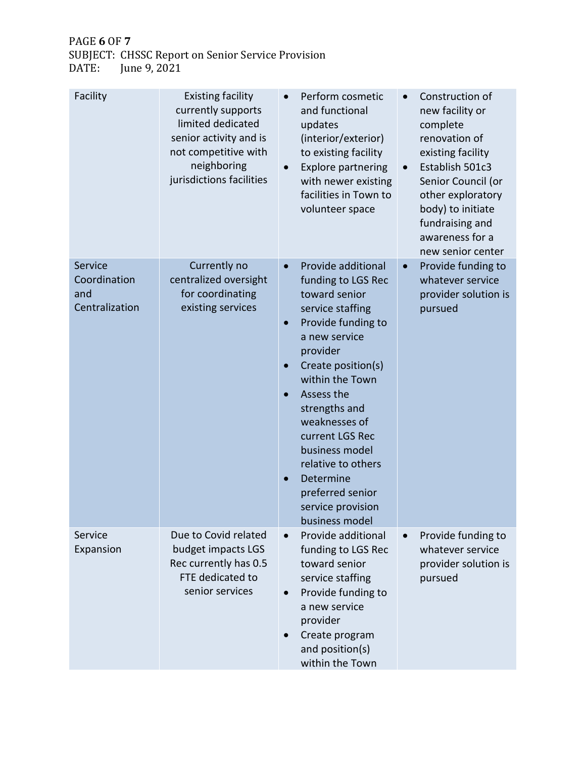| Facility | Existing facility currently supports limited dedicated senior activity and is not competitive with neighboring jurisdictions facilities | • Perform cosmetic and functional updates (interior/exterior) to existing facility<br>• Explore partnering with newer existing facilities in Town to volunteer space | • Construction of new facility or complete renovation of existing facility<br>• Establish 501c3 Senior Council (or other exploratory body) to initiate fundraising and awareness for a new senior center |
|---|---|---|---|
| Service Coordination and Centralization | Currently no centralized oversight for coordinating existing services | • Provide additional funding to LGS Rec toward senior service staffing<br>• Provide funding to a new service provider<br>• Create position(s) within the Town<br>• Assess the strengths and weaknesses of current LGS Rec business model relative to others<br>• Determine preferred senior service provision business model | • Provide funding to whatever service provider solution is pursued |
| Service Expansion | Due to Covid related budget impacts LGS Rec currently has 0.5 FTE dedicated to senior services | • Provide additional funding to LGS Rec toward senior service staffing<br>• Provide funding to a new service provider<br>• Create program and position(s) within the Town | • Provide funding to whatever service provider solution is pursued |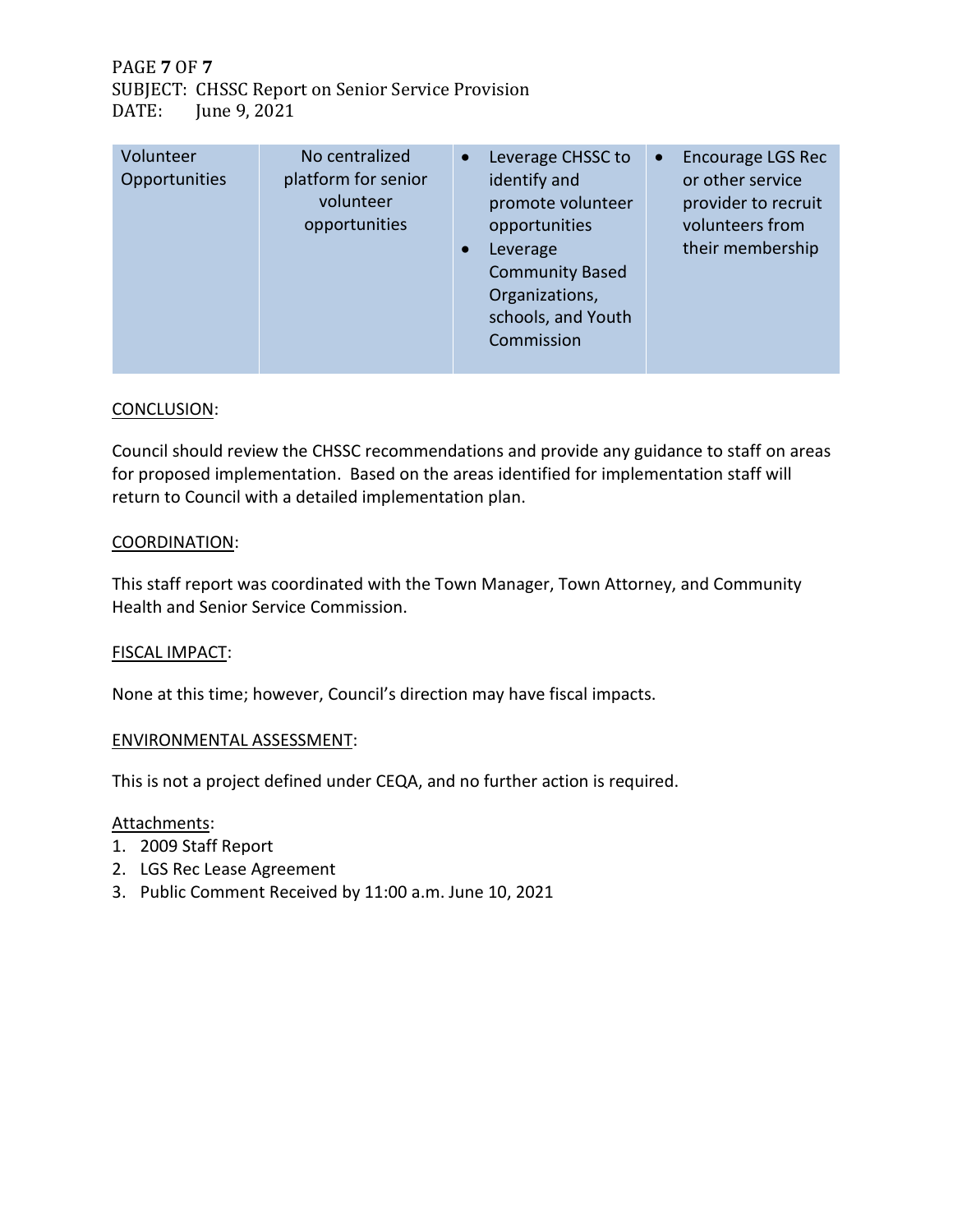| | | | |
|---|---|---|---|
| Volunteer Opportunities | No centralized platform for senior volunteer opportunities | • Leverage CHSSC to identify and promote volunteer opportunities<br>• Leverage Community Based Organizations, schools, and Youth Commission | • Encourage LGS Rec or other service provider to recruit volunteers from their membership |

<u>CONCLUSION</u>:

Council should review the CHSSC recommendations and provide any guidance to staff on areas for proposed implementation. Based on the areas identified for implementation staff will return to Council with a detailed implementation plan.

<u>COORDINATION</u>:

This staff report was coordinated with the Town Manager, Town Attorney, and Community Health and Senior Service Commission.

<u>FISCAL IMPACT</u>:

None at this time; however, Council's direction may have fiscal impacts.

<u>ENVIRONMENTAL ASSESSMENT</u>:

This is not a project defined under CEQA, and no further action is required.

<u>Attachments</u>:
1. 2009 Staff Report
2. LGS Rec Lease Agreement
3. Public Comment Received by 11:00 a.m. June 10, 2021